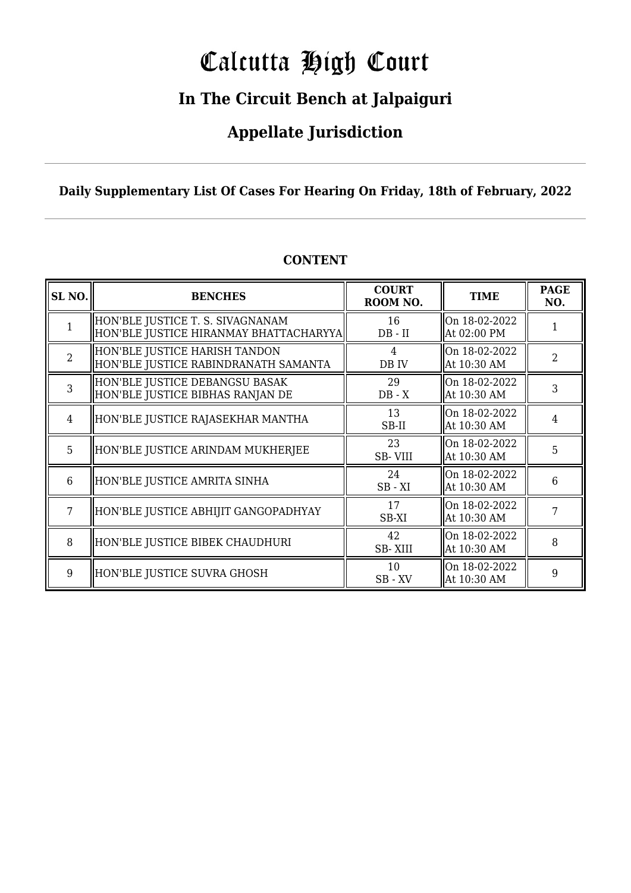# Calcutta High Court

## In The Circuit Bench at Jalpaiguri

## Appellate Jurisdiction

**Daily Supplementary List Of Cases For Hearing On Friday, 18th of February, 2022**

### CONTENT

| SL NO. | BENCHES | COURT ROOM NO. | TIME | PAGE NO. |
|---|---|---|---|---|
| 1 | HON'BLE JUSTICE T. S. SIVAGNANAM<br>HON'BLE JUSTICE HIRANMAY BHATTACHARYYA | 16<br>DB - II | On 18-02-2022<br>At 02:00 PM | 1 |
| 2 | HON'BLE JUSTICE HARISH TANDON<br>HON'BLE JUSTICE RABINDRANATH SAMANTA | 4<br>DB IV | On 18-02-2022<br>At 10:30 AM | 2 |
| 3 | HON'BLE JUSTICE DEBANGSU BASAK<br>HON'BLE JUSTICE BIBHAS RANJAN DE | 29<br>DB - X | On 18-02-2022<br>At 10:30 AM | 3 |
| 4 | HON'BLE JUSTICE RAJASEKHAR MANTHA | 13<br>SB-II | On 18-02-2022<br>At 10:30 AM | 4 |
| 5 | HON'BLE JUSTICE ARINDAM MUKHERJEE | 23<br>SB- VIII | On 18-02-2022<br>At 10:30 AM | 5 |
| 6 | HON'BLE JUSTICE AMRITA SINHA | 24<br>SB - XI | On 18-02-2022<br>At 10:30 AM | 6 |
| 7 | HON'BLE JUSTICE ABHIJIT GANGOPADHYAY | 17<br>SB-XI | On 18-02-2022<br>At 10:30 AM | 7 |
| 8 | HON'BLE JUSTICE BIBEK CHAUDHURI | 42<br>SB- XIII | On 18-02-2022<br>At 10:30 AM | 8 |
| 9 | HON'BLE JUSTICE SUVRA GHOSH | 10<br>SB - XV | On 18-02-2022<br>At 10:30 AM | 9 |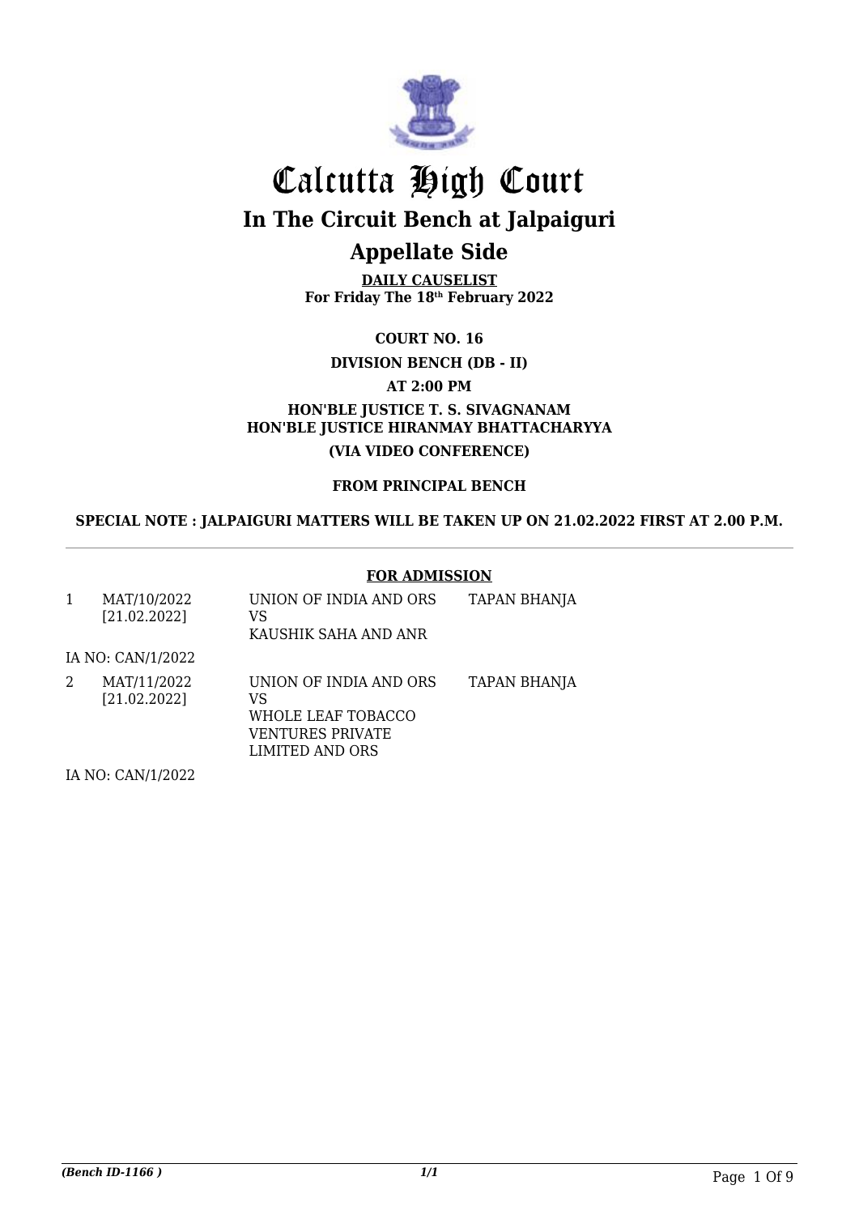# Calcutta High Court

## In The Circuit Bench at Jalpaiguri

## Appellate Side

**DAILY CAUSELIST**
**For Friday The 18th February 2022**

**COURT NO. 16**

**DIVISION BENCH (DB - II)**

**AT 2:00 PM**

**HON'BLE JUSTICE T. S. SIVAGNANAM**
**HON'BLE JUSTICE HIRANMAY BHATTACHARYYA**

**(VIA VIDEO CONFERENCE)**

**FROM PRINCIPAL BENCH**

**SPECIAL NOTE : JALPAIGURI MATTERS WILL BE TAKEN UP ON 21.02.2022 FIRST AT 2.00 P.M.**

---

**FOR ADMISSION**

| | | | |
|---|---|---|---|
| 1 | MAT/10/2022 [21.02.2022] | UNION OF INDIA AND ORS VS KAUSHIK SAHA AND ANR | TAPAN BHANJA |
| | IA NO: CAN/1/2022 | | |
| 2 | MAT/11/2022 [21.02.2022] | UNION OF INDIA AND ORS VS WHOLE LEAF TOBACCO VENTURES PRIVATE LIMITED AND ORS | TAPAN BHANJA |
| | IA NO: CAN/1/2022 | | |

*(Bench ID-1166 )*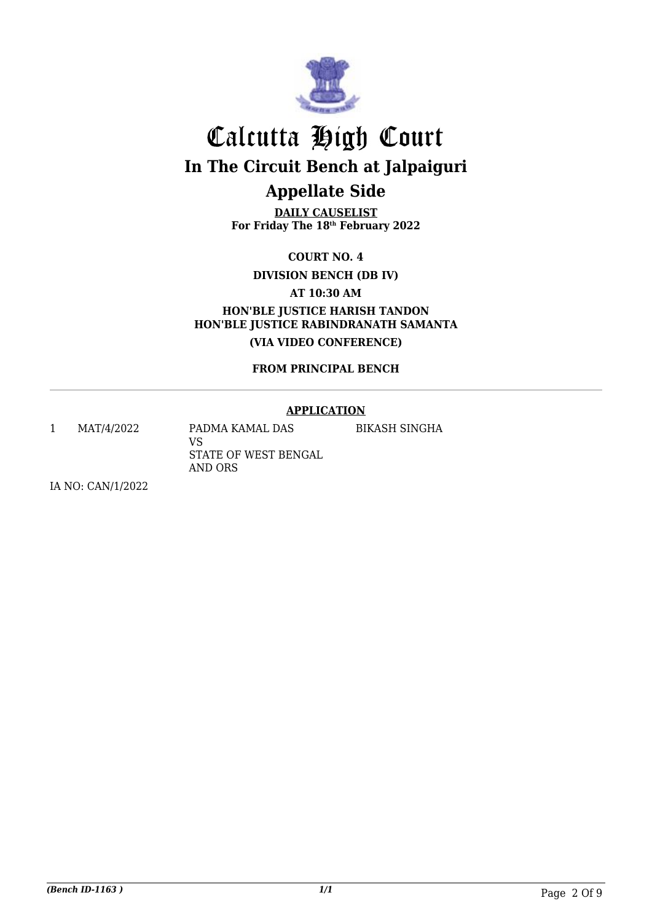# Calcutta High Court

## In The Circuit Bench at Jalpaiguri

## Appellate Side

**DAILY CAUSELIST**
**For Friday The 18th February 2022**

**COURT NO. 4**

**DIVISION BENCH (DB IV)**

**AT 10:30 AM**

**HON'BLE JUSTICE HARISH TANDON**
**HON'BLE JUSTICE RABINDRANATH SAMANTA**

**(VIA VIDEO CONFERENCE)**

**FROM PRINCIPAL BENCH**

---

**APPLICATION**

| | | | |
|---|---|---|---|
| 1 | MAT/4/2022 | PADMA KAMAL DAS<br>VS<br>STATE OF WEST BENGAL AND ORS | BIKASH SINGHA |

IA NO: CAN/1/2022

*(Bench ID-1163 )* *1/1*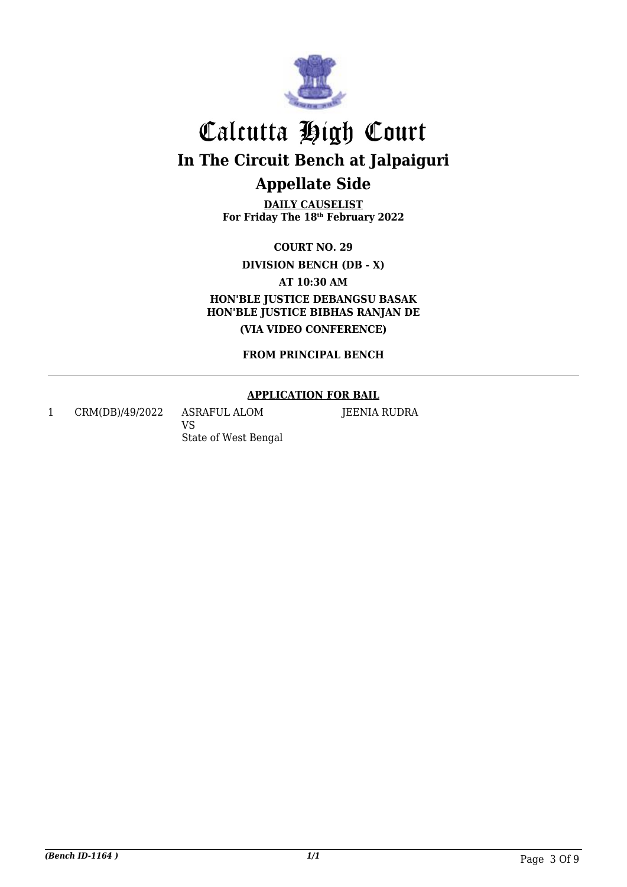# Calcutta High Court

## In The Circuit Bench at Jalpaiguri

## Appellate Side

**DAILY CAUSELIST**
**For Friday The 18th February 2022**

**COURT NO. 29**

**DIVISION BENCH (DB - X)**

**AT 10:30 AM**

**HON'BLE JUSTICE DEBANGSU BASAK**
**HON'BLE JUSTICE BIBHAS RANJAN DE**

**(VIA VIDEO CONFERENCE)**

**FROM PRINCIPAL BENCH**

---

**APPLICATION FOR BAIL**

| | | | |
|---|---|---|---|
| 1 | CRM(DB)/49/2022 | ASRAFUL ALOM<br>VS<br>State of West Bengal | JEENIA RUDRA |

*(Bench ID-1164 )* *1/1*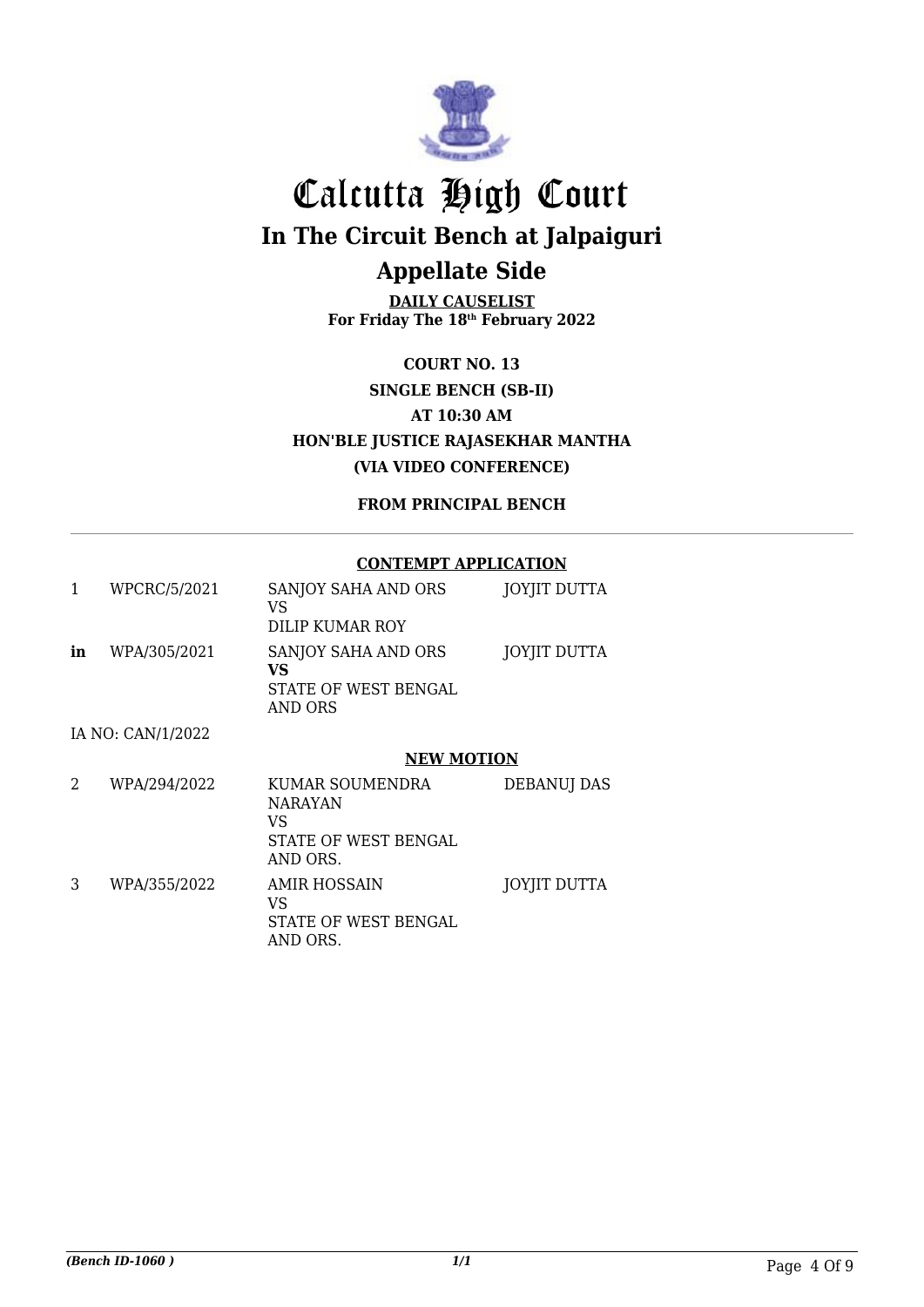# Calcutta High Court

## In The Circuit Bench at Jalpaiguri

## Appellate Side

**DAILY CAUSELIST**
**For Friday The 18th February 2022**

**COURT NO. 13**
**SINGLE BENCH (SB-II)**
**AT 10:30 AM**
**HON'BLE JUSTICE RAJASEKHAR MANTHA**
**(VIA VIDEO CONFERENCE)**

**FROM PRINCIPAL BENCH**

**CONTEMPT APPLICATION**

| | | | |
|---|---|---|---|
| 1 | WPCRC/5/2021 | SANJOY SAHA AND ORS<br>VS<br>DILIP KUMAR ROY | JOYJIT DUTTA |
| **in** | WPA/305/2021 | SANJOY SAHA AND ORS<br>**VS**<br>STATE OF WEST BENGAL AND ORS | JOYJIT DUTTA |

IA NO: CAN/1/2022

**NEW MOTION**

| | | | |
|---|---|---|---|
| 2 | WPA/294/2022 | KUMAR SOUMENDRA NARAYAN<br>VS<br>STATE OF WEST BENGAL AND ORS. | DEBANUJ DAS |
| 3 | WPA/355/2022 | AMIR HOSSAIN<br>VS<br>STATE OF WEST BENGAL AND ORS. | JOYJIT DUTTA |

*(Bench ID-1060 )*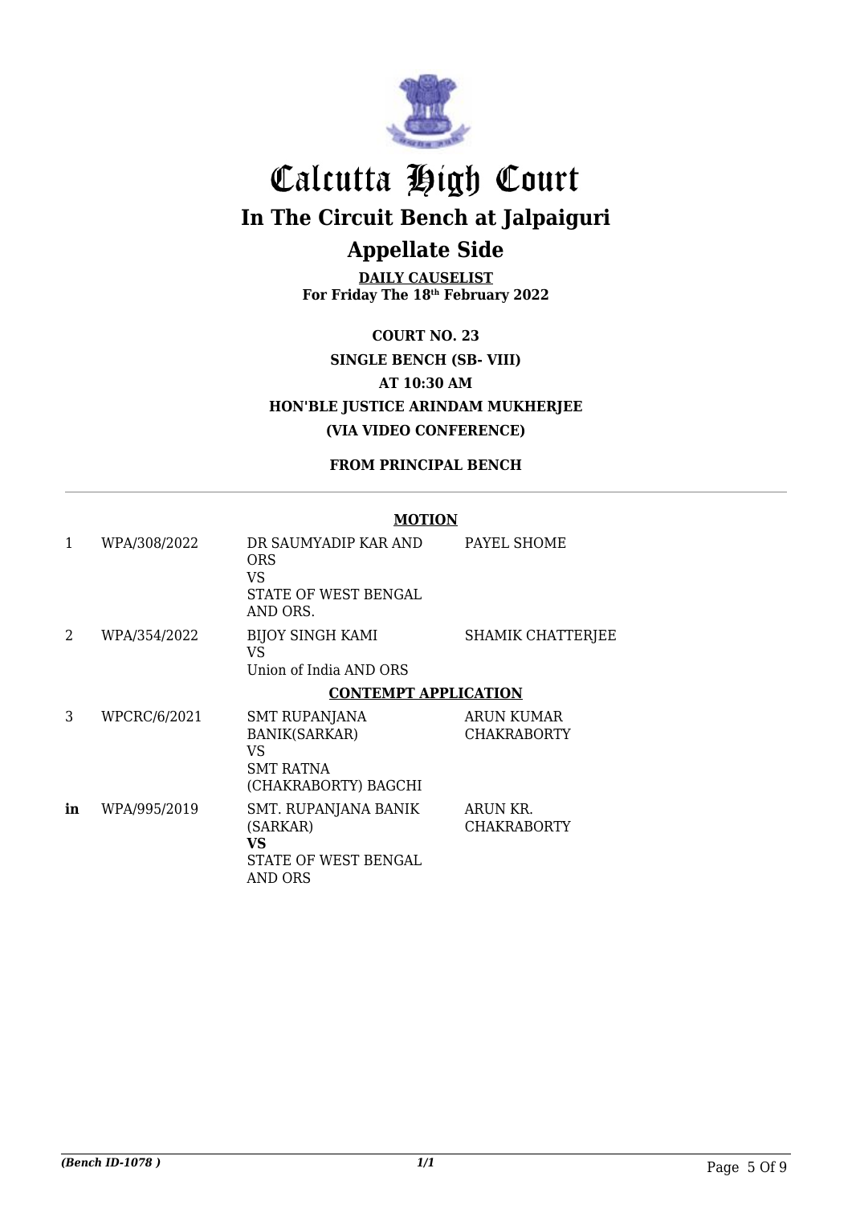# Calcutta High Court

## In The Circuit Bench at Jalpaiguri

## Appellate Side

**DAILY CAUSELIST**
**For Friday The 18th February 2022**

**COURT NO. 23**
**SINGLE BENCH (SB- VIII)**
**AT 10:30 AM**
**HON'BLE JUSTICE ARINDAM MUKHERJEE**
**(VIA VIDEO CONFERENCE)**

**FROM PRINCIPAL BENCH**

**MOTION**

| | | | |
|---|---|---|---|
| 1 | WPA/308/2022 | DR SAUMYADIP KAR AND ORS VS STATE OF WEST BENGAL AND ORS. | PAYEL SHOME |
| 2 | WPA/354/2022 | BIJOY SINGH KAMI VS Union of India AND ORS | SHAMIK CHATTERJEE |

**CONTEMPT APPLICATION**

| | | | |
|---|---|---|---|
| 3 | WPCRC/6/2021 | SMT RUPANJANA BANIK(SARKAR) VS SMT RATNA (CHAKRABORTY) BAGCHI | ARUN KUMAR CHAKRABORTY |
| **in** | WPA/995/2019 | SMT. RUPANJANA BANIK (SARKAR) **VS** STATE OF WEST BENGAL AND ORS | ARUN KR. CHAKRABORTY |

*(Bench ID-1078 )* 1/1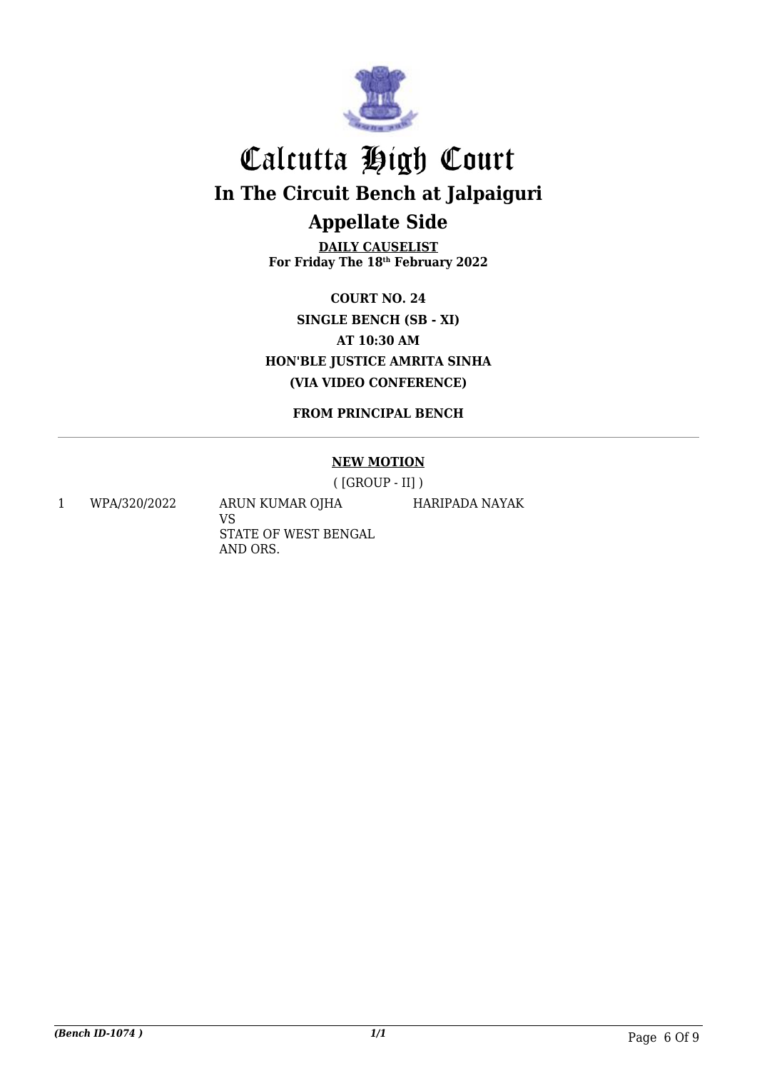# Calcutta High Court

## In The Circuit Bench at Jalpaiguri

## Appellate Side

**DAILY CAUSELIST**
**For Friday The 18th February 2022**

**COURT NO. 24**
**SINGLE BENCH (SB - XI)**
**AT 10:30 AM**
**HON'BLE JUSTICE AMRITA SINHA**
**(VIA VIDEO CONFERENCE)**

**FROM PRINCIPAL BENCH**

**NEW MOTION**

( [GROUP - II] )

| | | | |
|---|---|---|---|
| 1 | WPA/320/2022 | ARUN KUMAR OJHA<br>VS<br>STATE OF WEST BENGAL AND ORS. | HARIPADA NAYAK |

*(Bench ID-1074 )*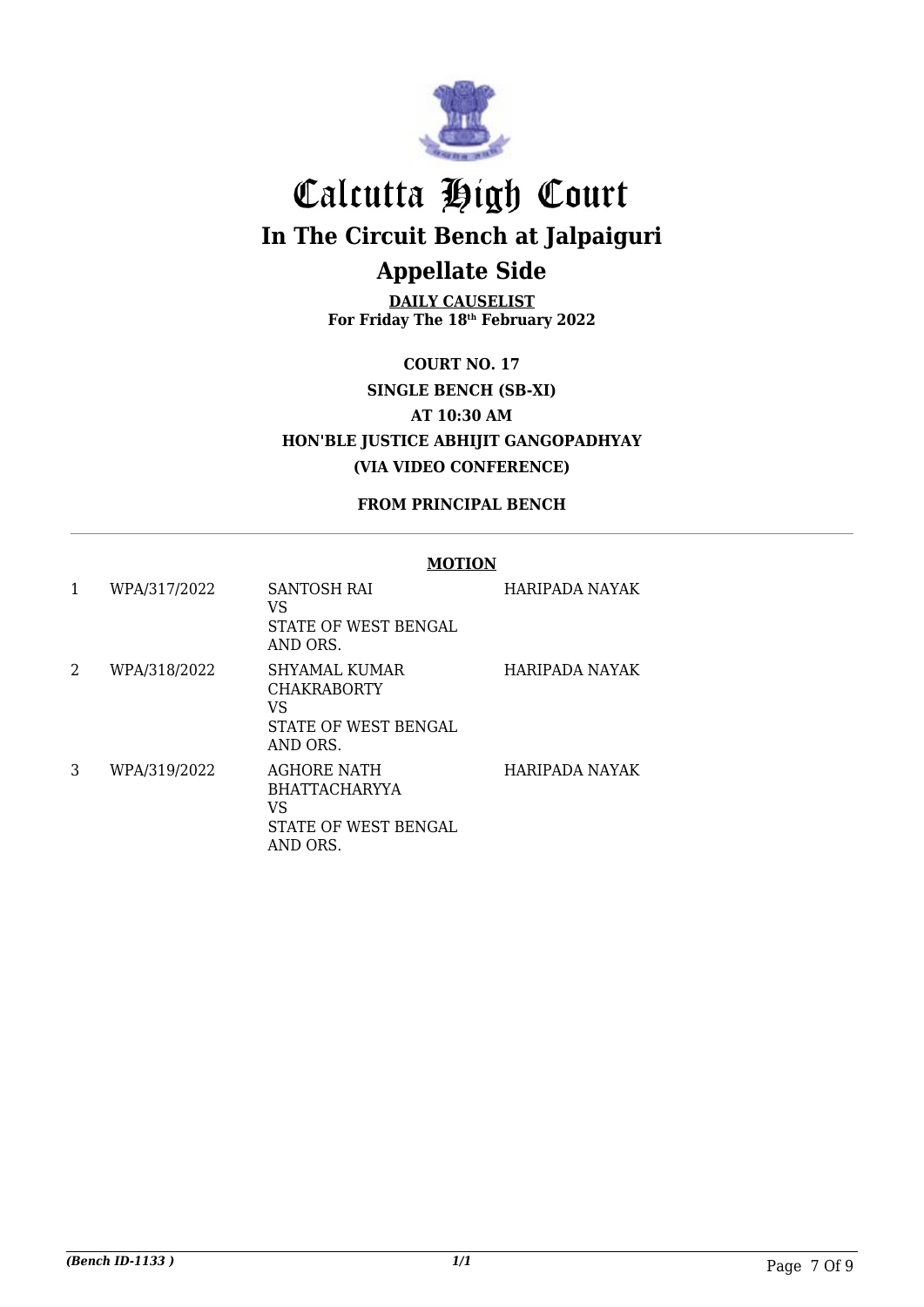# Calcutta High Court

## In The Circuit Bench at Jalpaiguri

## Appellate Side

**DAILY CAUSELIST**
**For Friday The 18th February 2022**

**COURT NO. 17**
**SINGLE BENCH (SB-XI)**
**AT 10:30 AM**
**HON'BLE JUSTICE ABHIJIT GANGOPADHYAY**
**(VIA VIDEO CONFERENCE)**

**FROM PRINCIPAL BENCH**

**MOTION**

| | | | |
|---|---|---|---|
| 1 | WPA/317/2022 | SANTOSH RAI<br>VS<br>STATE OF WEST BENGAL AND ORS. | HARIPADA NAYAK |
| 2 | WPA/318/2022 | SHYAMAL KUMAR CHAKRABORTY<br>VS<br>STATE OF WEST BENGAL AND ORS. | HARIPADA NAYAK |
| 3 | WPA/319/2022 | AGHORE NATH BHATTACHARYYA<br>VS<br>STATE OF WEST BENGAL AND ORS. | HARIPADA NAYAK |

*(Bench ID-1133 )* *1/1*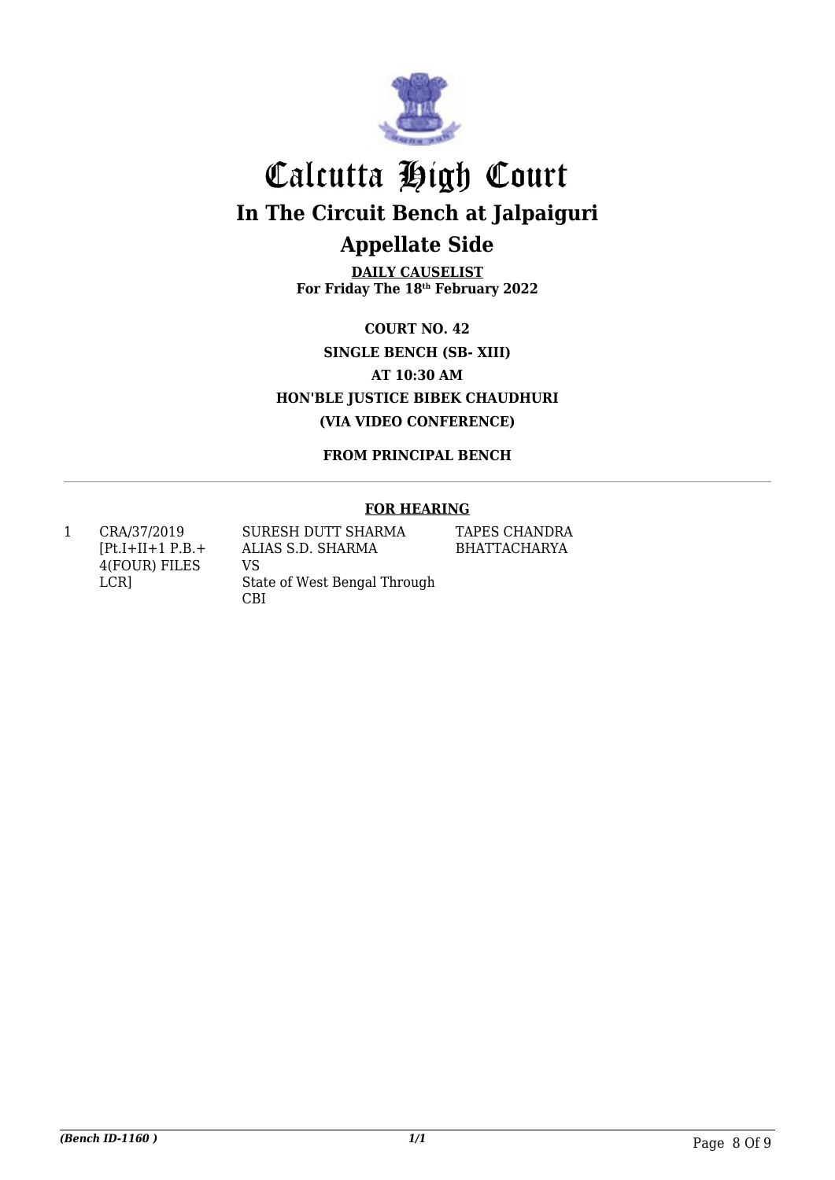# Calcutta High Court

## In The Circuit Bench at Jalpaiguri

## Appellate Side

**DAILY CAUSELIST**
**For Friday The 18th February 2022**

**COURT NO. 42**
**SINGLE BENCH (SB- XIII)**
**AT 10:30 AM**
**HON'BLE JUSTICE BIBEK CHAUDHURI**
**(VIA VIDEO CONFERENCE)**

**FROM PRINCIPAL BENCH**

**FOR HEARING**

| | | | |
|---|---|---|---|
| 1 | CRA/37/2019 [Pt.I+II+1 P.B.+ 4(FOUR) FILES LCR] | SURESH DUTT SHARMA ALIAS S.D. SHARMA VS State of West Bengal Through CBI | TAPES CHANDRA BHATTACHARYA |

*(Bench ID-1160 )*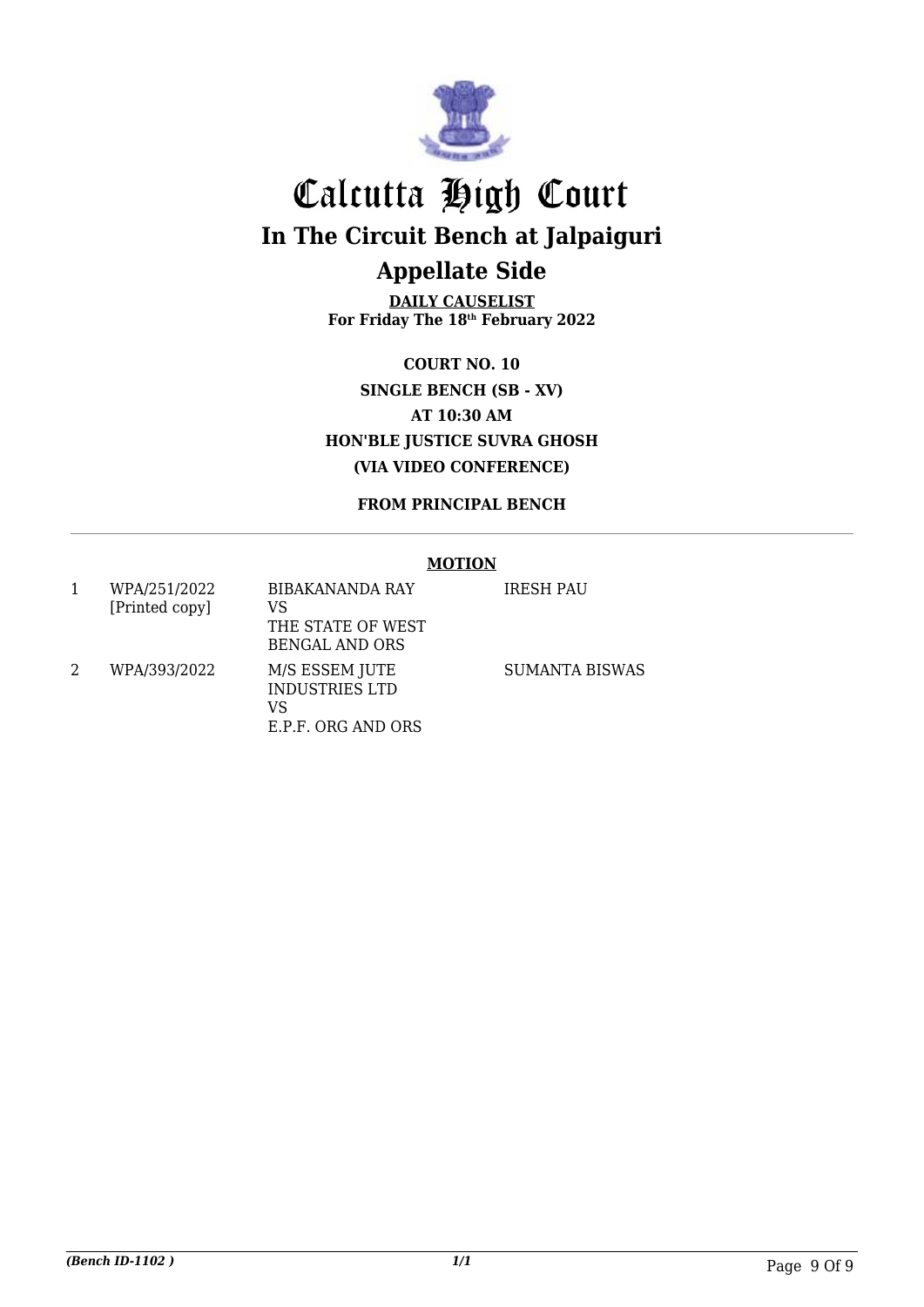# Calcutta High Court

## In The Circuit Bench at Jalpaiguri

## Appellate Side

**DAILY CAUSELIST**
**For Friday The 18th February 2022**

**COURT NO. 10**
**SINGLE BENCH (SB - XV)**
**AT 10:30 AM**
**HON'BLE JUSTICE SUVRA GHOSH**
**(VIA VIDEO CONFERENCE)**

**FROM PRINCIPAL BENCH**

**MOTION**

| | | | |
|---|---|---|---|
| 1 | WPA/251/2022 [Printed copy] | BIBAKANANDA RAY VS THE STATE OF WEST BENGAL AND ORS | IRESH PAU |
| 2 | WPA/393/2022 | M/S ESSEM JUTE INDUSTRIES LTD VS E.P.F. ORG AND ORS | SUMANTA BISWAS |

*(Bench ID-1102 )*